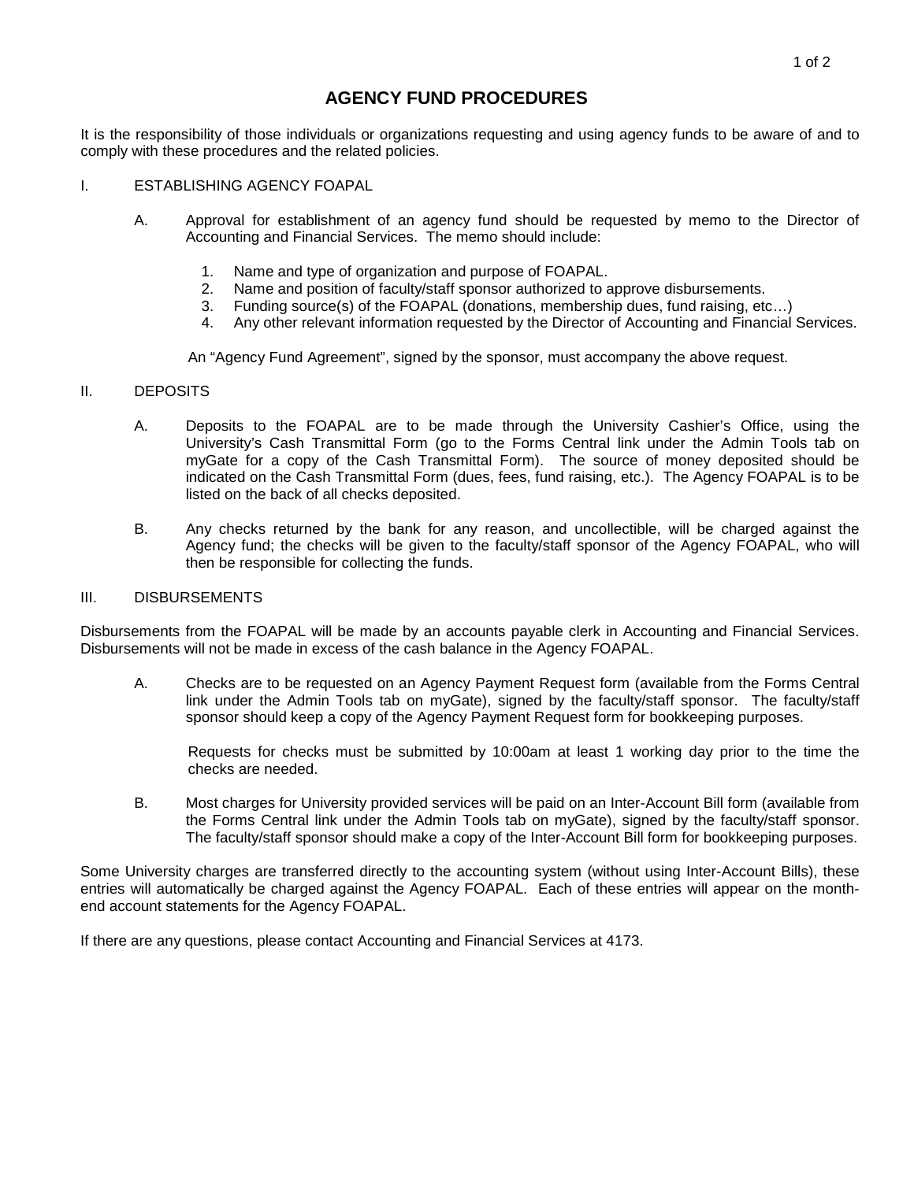# AGENCY FUND PROCEDURES

It is the responsibility of those individuals or organizations requesting and using agency funds to be aware of and to comply with these procedures and the related policies.

## I. ESTABLISHING AGENCY FOAPAL

A. Approval for establishment of an agency fund should be requested by memo to the Director of Accounting and Financial Services. The memo should include:

1. Name and type of organization and purpose of FOAPAL.
2. Name and position of faculty/staff sponsor authorized to approve disbursements.
3. Funding source(s) of the FOAPAL (donations, membership dues, fund raising, etc…)
4. Any other relevant information requested by the Director of Accounting and Financial Services.

An "Agency Fund Agreement", signed by the sponsor, must accompany the above request.

## II. DEPOSITS

A. Deposits to the FOAPAL are to be made through the University Cashier's Office, using the University's Cash Transmittal Form (go to the Forms Central link under the Admin Tools tab on myGate for a copy of the Cash Transmittal Form). The source of money deposited should be indicated on the Cash Transmittal Form (dues, fees, fund raising, etc.). The Agency FOAPAL is to be listed on the back of all checks deposited.

B. Any checks returned by the bank for any reason, and uncollectible, will be charged against the Agency fund; the checks will be given to the faculty/staff sponsor of the Agency FOAPAL, who will then be responsible for collecting the funds.

## III. DISBURSEMENTS

Disbursements from the FOAPAL will be made by an accounts payable clerk in Accounting and Financial Services. Disbursements will not be made in excess of the cash balance in the Agency FOAPAL.

A. Checks are to be requested on an Agency Payment Request form (available from the Forms Central link under the Admin Tools tab on myGate), signed by the faculty/staff sponsor. The faculty/staff sponsor should keep a copy of the Agency Payment Request form for bookkeeping purposes.

Requests for checks must be submitted by 10:00am at least 1 working day prior to the time the checks are needed.

B. Most charges for University provided services will be paid on an Inter-Account Bill form (available from the Forms Central link under the Admin Tools tab on myGate), signed by the faculty/staff sponsor. The faculty/staff sponsor should make a copy of the Inter-Account Bill form for bookkeeping purposes.

Some University charges are transferred directly to the accounting system (without using Inter-Account Bills), these entries will automatically be charged against the Agency FOAPAL. Each of these entries will appear on the month-end account statements for the Agency FOAPAL.

If there are any questions, please contact Accounting and Financial Services at 4173.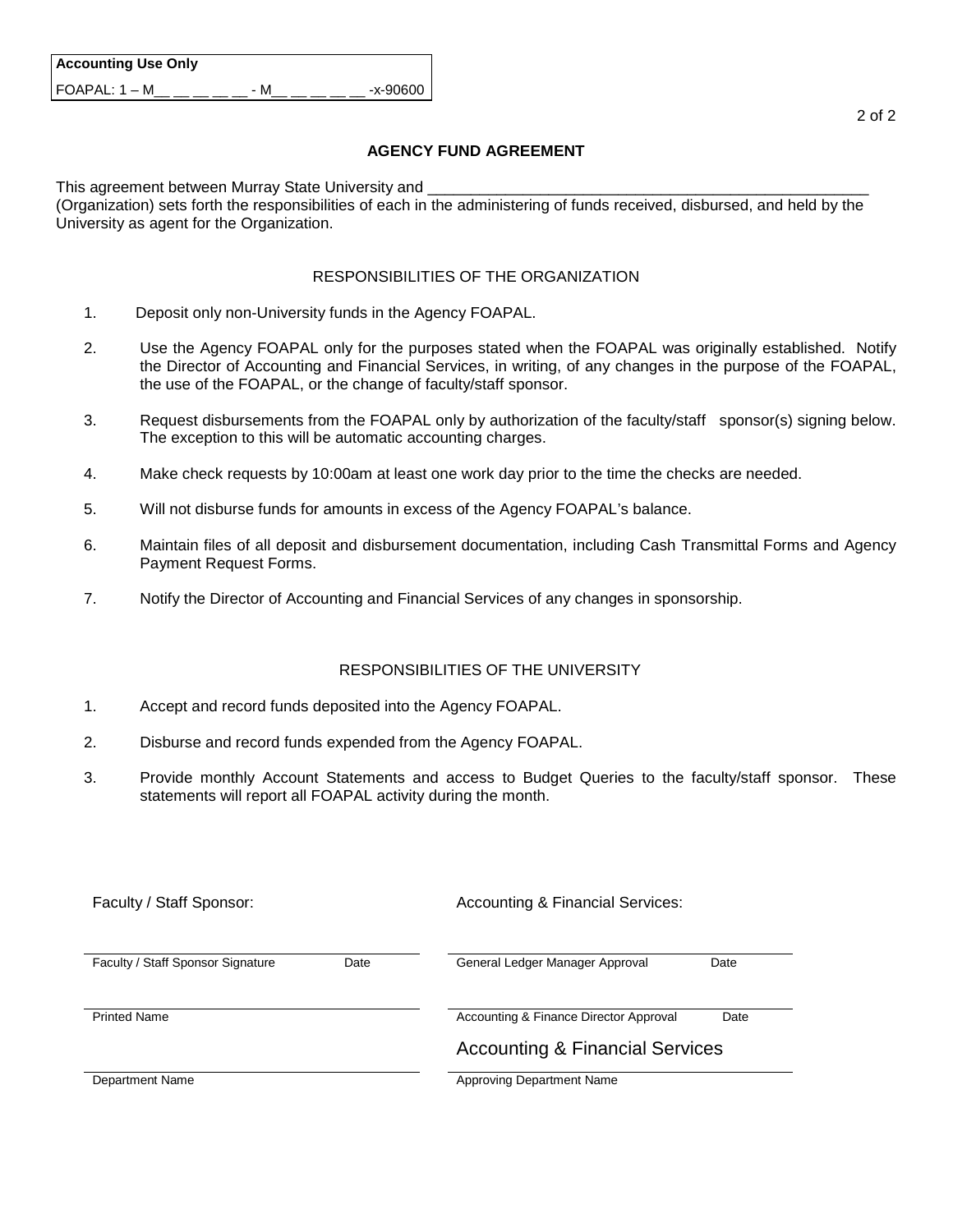| **Accounting Use Only** |
| --- |
| FOAPAL: 1 – M__ __ __ __ __ - M__ __ __ __ __ -x-90600 |

## AGENCY FUND AGREEMENT

This agreement between Murray State University and _____________________________________________________ (Organization) sets forth the responsibilities of each in the administering of funds received, disbursed, and held by the University as agent for the Organization.

### RESPONSIBILITIES OF THE ORGANIZATION

1. Deposit only non-University funds in the Agency FOAPAL.
2. Use the Agency FOAPAL only for the purposes stated when the FOAPAL was originally established. Notify the Director of Accounting and Financial Services, in writing, of any changes in the purpose of the FOAPAL, the use of the FOAPAL, or the change of faculty/staff sponsor.
3. Request disbursements from the FOAPAL only by authorization of the faculty/staff sponsor(s) signing below. The exception to this will be automatic accounting charges.
4. Make check requests by 10:00am at least one work day prior to the time the checks are needed.
5. Will not disburse funds for amounts in excess of the Agency FOAPAL's balance.
6. Maintain files of all deposit and disbursement documentation, including Cash Transmittal Forms and Agency Payment Request Forms.
7. Notify the Director of Accounting and Financial Services of any changes in sponsorship.

### RESPONSIBILITIES OF THE UNIVERSITY

1. Accept and record funds deposited into the Agency FOAPAL.
2. Disburse and record funds expended from the Agency FOAPAL.
3. Provide monthly Account Statements and access to Budget Queries to the faculty/staff sponsor. These statements will report all FOAPAL activity during the month.

| Faculty / Staff Sponsor: | Accounting & Financial Services: |
| --- | --- |
| ______________________________ | ______________________________ |
| Faculty / Staff Sponsor Signature    Date | General Ledger Manager Approval    Date |
| ______________________________ | ______________________________ |
| Printed Name | Accounting & Finance Director Approval    Date |
| ______________________________ | Accounting & Financial Services |
| Department Name | Approving Department Name |